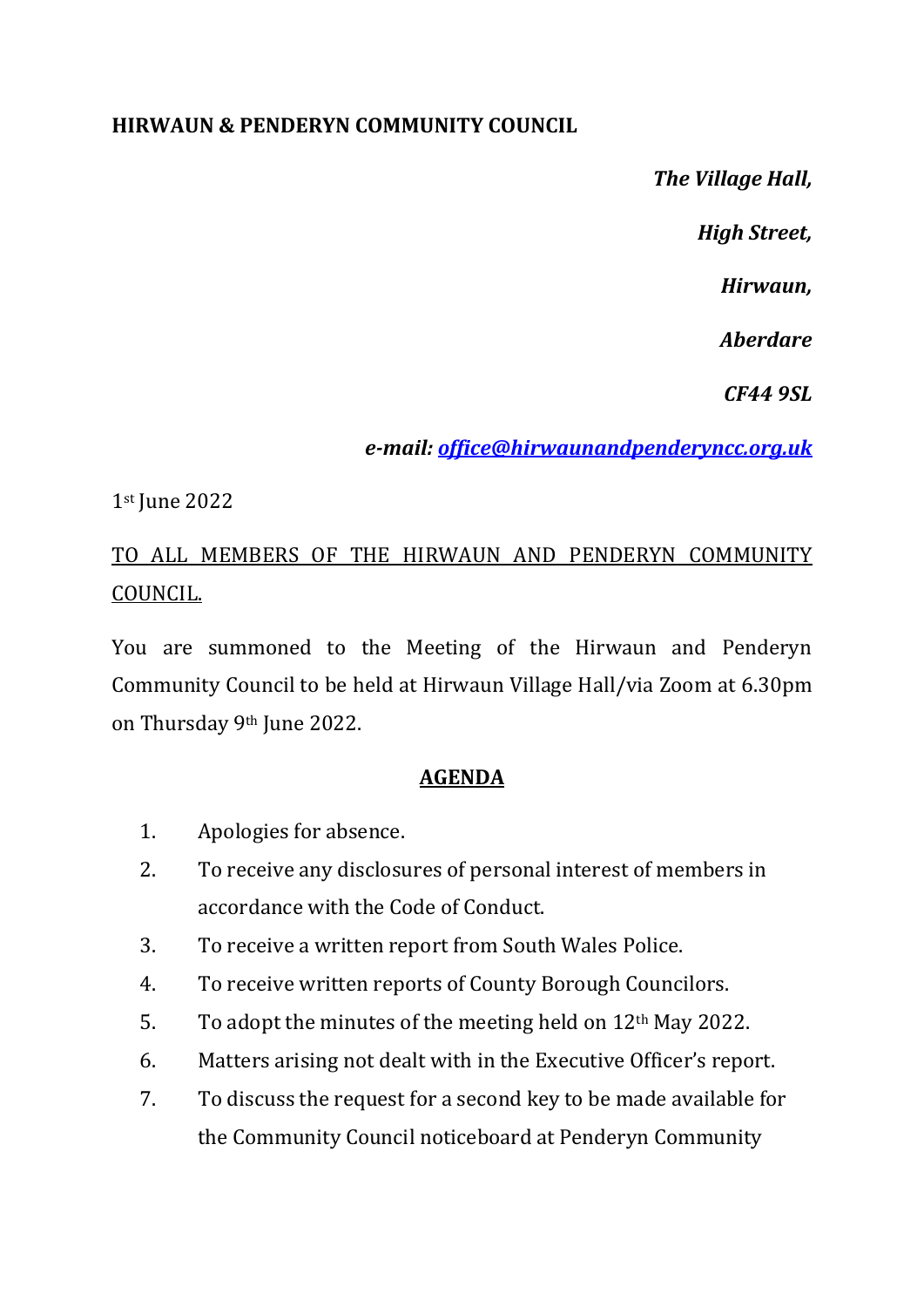**HIRWAUN & PENDERYN COMMUNITY COUNCIL**

***The Village Hall,***

***High Street,***

***Hirwaun,***

***Aberdare***

***CF44 9SL***

***e-mail: office@hirwaunandpenderyncc.org.uk***

1st June 2022

TO ALL MEMBERS OF THE HIRWAUN AND PENDERYN COMMUNITY COUNCIL.

You are summoned to the Meeting of the Hirwaun and Penderyn Community Council to be held at Hirwaun Village Hall/via Zoom at 6.30pm on Thursday 9th June 2022.

## AGENDA

1. Apologies for absence.
2. To receive any disclosures of personal interest of members in accordance with the Code of Conduct.
3. To receive a written report from South Wales Police.
4. To receive written reports of County Borough Councilors.
5. To adopt the minutes of the meeting held on 12th May 2022.
6. Matters arising not dealt with in the Executive Officer's report.
7. To discuss the request for a second key to be made available for the Community Council noticeboard at Penderyn Community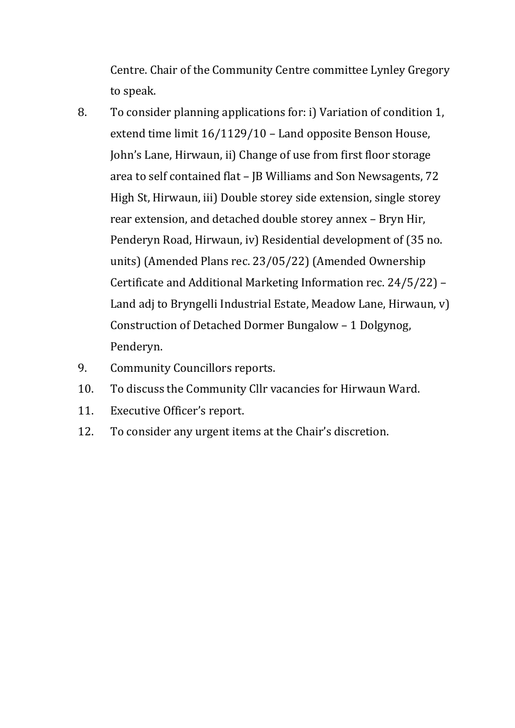Centre. Chair of the Community Centre committee Lynley Gregory to speak.

8. To consider planning applications for: i) Variation of condition 1, extend time limit 16/1129/10 – Land opposite Benson House, John's Lane, Hirwaun, ii) Change of use from first floor storage area to self contained flat – JB Williams and Son Newsagents, 72 High St, Hirwaun, iii) Double storey side extension, single storey rear extension, and detached double storey annex – Bryn Hir, Penderyn Road, Hirwaun, iv) Residential development of (35 no. units) (Amended Plans rec. 23/05/22) (Amended Ownership Certificate and Additional Marketing Information rec. 24/5/22) – Land adj to Bryngelli Industrial Estate, Meadow Lane, Hirwaun, v) Construction of Detached Dormer Bungalow – 1 Dolgynog, Penderyn.
9. Community Councillors reports.
10. To discuss the Community Cllr vacancies for Hirwaun Ward.
11. Executive Officer's report.
12. To consider any urgent items at the Chair's discretion.